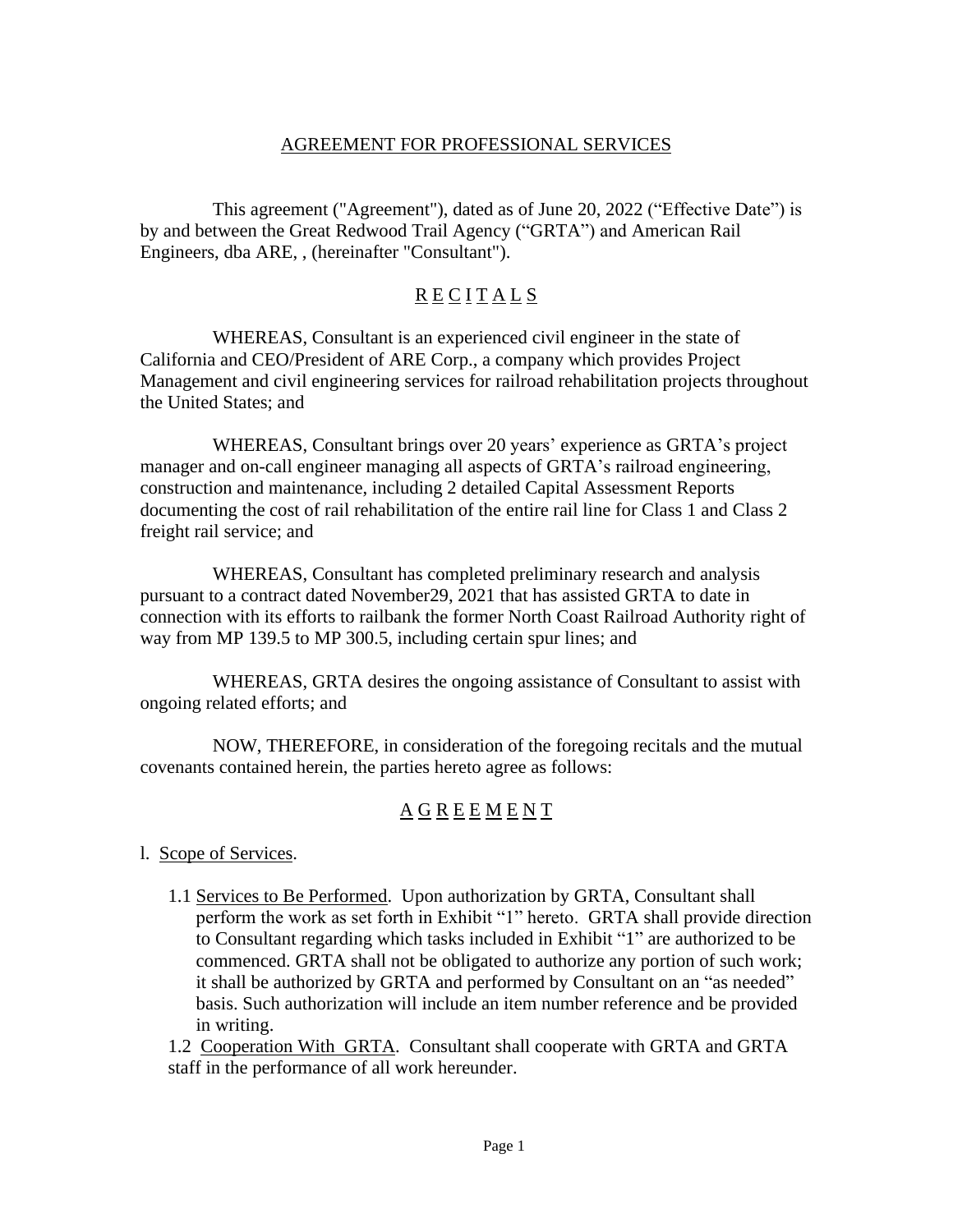# AGREEMENT FOR PROFESSIONAL SERVICES

This agreement ("Agreement"), dated as of June 20, 2022 ("Effective Date") is by and between the Great Redwood Trail Agency ("GRTA") and American Rail Engineers, dba ARE, , (hereinafter "Consultant").

## R E C I T A L S

WHEREAS, Consultant is an experienced civil engineer in the state of California and CEO/President of ARE Corp., a company which provides Project Management and civil engineering services for railroad rehabilitation projects throughout the United States; and

WHEREAS, Consultant brings over 20 years' experience as GRTA's project manager and on-call engineer managing all aspects of GRTA's railroad engineering, construction and maintenance, including 2 detailed Capital Assessment Reports documenting the cost of rail rehabilitation of the entire rail line for Class 1 and Class 2 freight rail service; and

WHEREAS, Consultant has completed preliminary research and analysis pursuant to a contract dated November29, 2021 that has assisted GRTA to date in connection with its efforts to railbank the former North Coast Railroad Authority right of way from MP 139.5 to MP 300.5, including certain spur lines; and

WHEREAS, GRTA desires the ongoing assistance of Consultant to assist with ongoing related efforts; and

NOW, THEREFORE, in consideration of the foregoing recitals and the mutual covenants contained herein, the parties hereto agree as follows:

## A G R E E M E N T

l. Scope of Services.

1.1 Services to Be Performed. Upon authorization by GRTA, Consultant shall perform the work as set forth in Exhibit "1" hereto. GRTA shall provide direction to Consultant regarding which tasks included in Exhibit "1" are authorized to be commenced. GRTA shall not be obligated to authorize any portion of such work; it shall be authorized by GRTA and performed by Consultant on an "as needed" basis. Such authorization will include an item number reference and be provided in writing.

1.2 Cooperation With GRTA. Consultant shall cooperate with GRTA and GRTA staff in the performance of all work hereunder.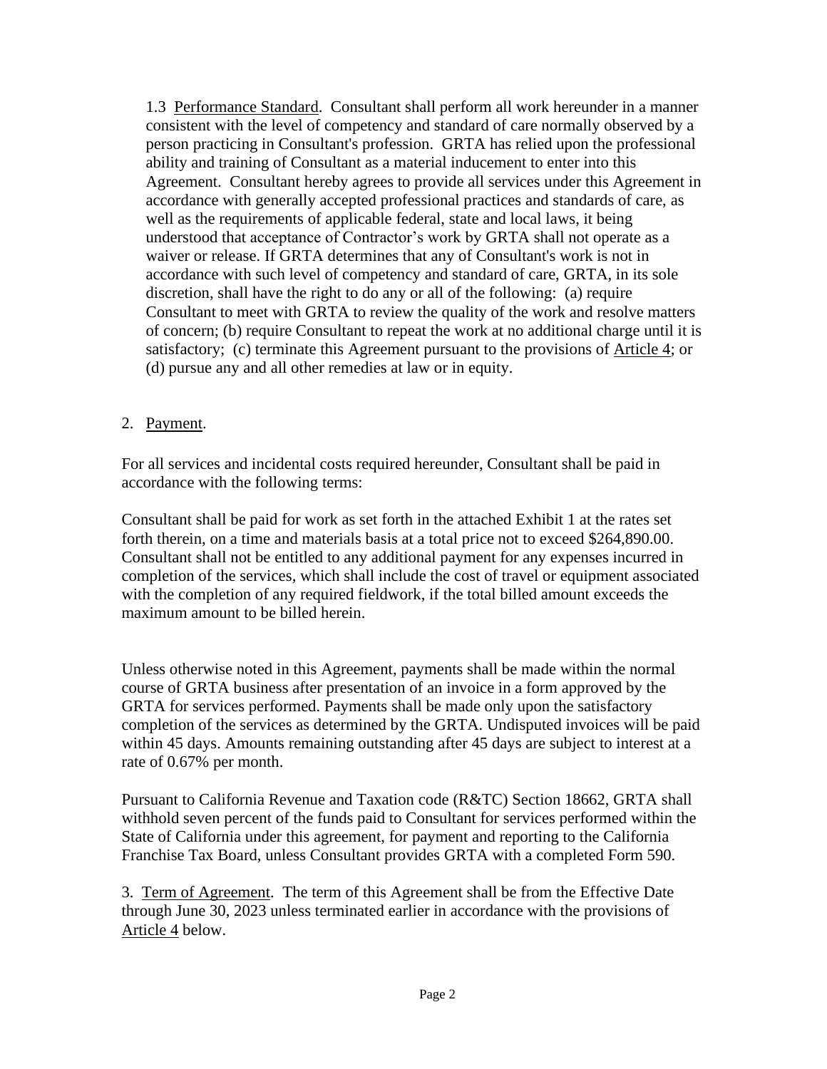1.3 Performance Standard. Consultant shall perform all work hereunder in a manner consistent with the level of competency and standard of care normally observed by a person practicing in Consultant's profession. GRTA has relied upon the professional ability and training of Consultant as a material inducement to enter into this Agreement. Consultant hereby agrees to provide all services under this Agreement in accordance with generally accepted professional practices and standards of care, as well as the requirements of applicable federal, state and local laws, it being understood that acceptance of Contractor's work by GRTA shall not operate as a waiver or release. If GRTA determines that any of Consultant's work is not in accordance with such level of competency and standard of care, GRTA, in its sole discretion, shall have the right to do any or all of the following: (a) require Consultant to meet with GRTA to review the quality of the work and resolve matters of concern; (b) require Consultant to repeat the work at no additional charge until it is satisfactory; (c) terminate this Agreement pursuant to the provisions of Article 4; or (d) pursue any and all other remedies at law or in equity.

2. Payment.

For all services and incidental costs required hereunder, Consultant shall be paid in accordance with the following terms:

Consultant shall be paid for work as set forth in the attached Exhibit 1 at the rates set forth therein, on a time and materials basis at a total price not to exceed $264,890.00. Consultant shall not be entitled to any additional payment for any expenses incurred in completion of the services, which shall include the cost of travel or equipment associated with the completion of any required fieldwork, if the total billed amount exceeds the maximum amount to be billed herein.

Unless otherwise noted in this Agreement, payments shall be made within the normal course of GRTA business after presentation of an invoice in a form approved by the GRTA for services performed. Payments shall be made only upon the satisfactory completion of the services as determined by the GRTA. Undisputed invoices will be paid within 45 days. Amounts remaining outstanding after 45 days are subject to interest at a rate of 0.67% per month.

Pursuant to California Revenue and Taxation code (R&TC) Section 18662, GRTA shall withhold seven percent of the funds paid to Consultant for services performed within the State of California under this agreement, for payment and reporting to the California Franchise Tax Board, unless Consultant provides GRTA with a completed Form 590.

3. Term of Agreement. The term of this Agreement shall be from the Effective Date through June 30, 2023 unless terminated earlier in accordance with the provisions of Article 4 below.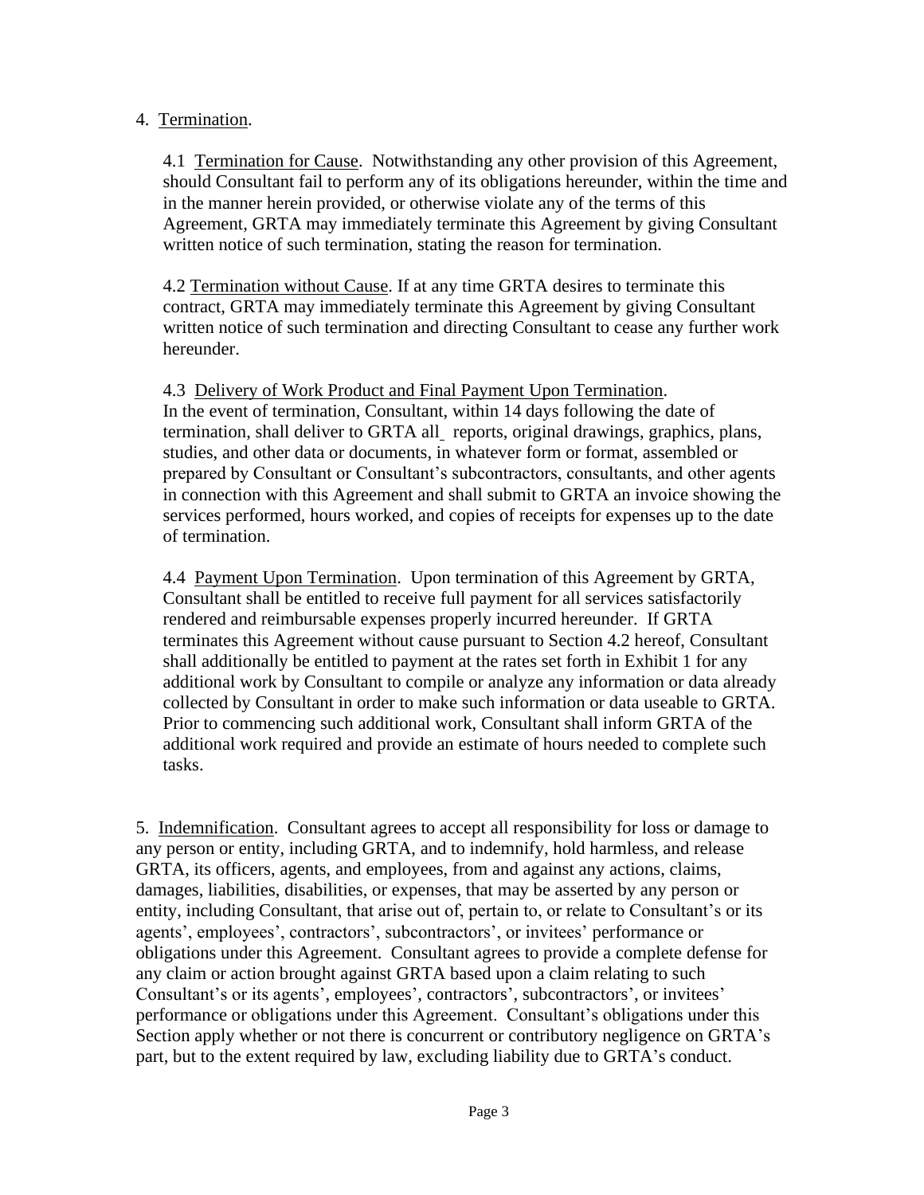4. Termination.

4.1 Termination for Cause. Notwithstanding any other provision of this Agreement, should Consultant fail to perform any of its obligations hereunder, within the time and in the manner herein provided, or otherwise violate any of the terms of this Agreement, GRTA may immediately terminate this Agreement by giving Consultant written notice of such termination, stating the reason for termination.

4.2 Termination without Cause. If at any time GRTA desires to terminate this contract, GRTA may immediately terminate this Agreement by giving Consultant written notice of such termination and directing Consultant to cease any further work hereunder.

4.3 Delivery of Work Product and Final Payment Upon Termination. In the event of termination, Consultant, within 14 days following the date of termination, shall deliver to GRTA all reports, original drawings, graphics, plans, studies, and other data or documents, in whatever form or format, assembled or prepared by Consultant or Consultant's subcontractors, consultants, and other agents in connection with this Agreement and shall submit to GRTA an invoice showing the services performed, hours worked, and copies of receipts for expenses up to the date of termination.

4.4 Payment Upon Termination. Upon termination of this Agreement by GRTA, Consultant shall be entitled to receive full payment for all services satisfactorily rendered and reimbursable expenses properly incurred hereunder. If GRTA terminates this Agreement without cause pursuant to Section 4.2 hereof, Consultant shall additionally be entitled to payment at the rates set forth in Exhibit 1 for any additional work by Consultant to compile or analyze any information or data already collected by Consultant in order to make such information or data useable to GRTA. Prior to commencing such additional work, Consultant shall inform GRTA of the additional work required and provide an estimate of hours needed to complete such tasks.

5. Indemnification. Consultant agrees to accept all responsibility for loss or damage to any person or entity, including GRTA, and to indemnify, hold harmless, and release GRTA, its officers, agents, and employees, from and against any actions, claims, damages, liabilities, disabilities, or expenses, that may be asserted by any person or entity, including Consultant, that arise out of, pertain to, or relate to Consultant's or its agents', employees', contractors', subcontractors', or invitees' performance or obligations under this Agreement. Consultant agrees to provide a complete defense for any claim or action brought against GRTA based upon a claim relating to such Consultant's or its agents', employees', contractors', subcontractors', or invitees' performance or obligations under this Agreement. Consultant's obligations under this Section apply whether or not there is concurrent or contributory negligence on GRTA's part, but to the extent required by law, excluding liability due to GRTA's conduct.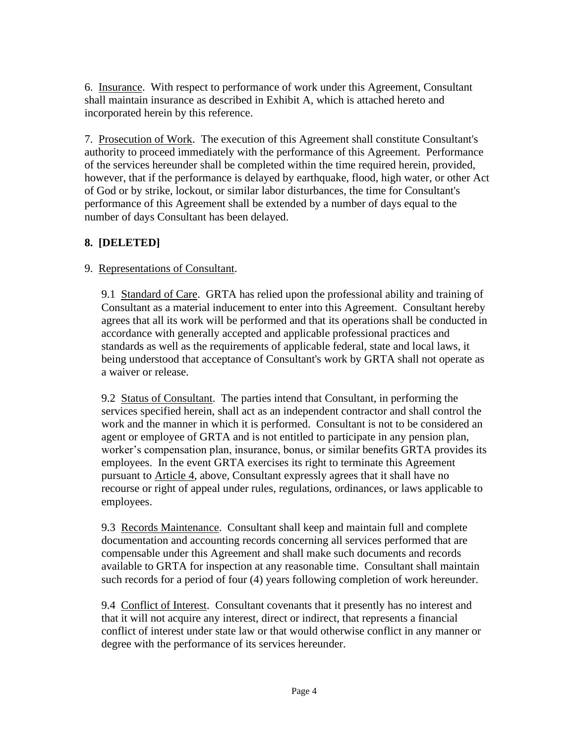6. Insurance. With respect to performance of work under this Agreement, Consultant shall maintain insurance as described in Exhibit A, which is attached hereto and incorporated herein by this reference.

7. Prosecution of Work. The execution of this Agreement shall constitute Consultant's authority to proceed immediately with the performance of this Agreement. Performance of the services hereunder shall be completed within the time required herein, provided, however, that if the performance is delayed by earthquake, flood, high water, or other Act of God or by strike, lockout, or similar labor disturbances, the time for Consultant's performance of this Agreement shall be extended by a number of days equal to the number of days Consultant has been delayed.

**8. [DELETED]**

9. Representations of Consultant.

9.1 Standard of Care. GRTA has relied upon the professional ability and training of Consultant as a material inducement to enter into this Agreement. Consultant hereby agrees that all its work will be performed and that its operations shall be conducted in accordance with generally accepted and applicable professional practices and standards as well as the requirements of applicable federal, state and local laws, it being understood that acceptance of Consultant's work by GRTA shall not operate as a waiver or release.

9.2 Status of Consultant. The parties intend that Consultant, in performing the services specified herein, shall act as an independent contractor and shall control the work and the manner in which it is performed. Consultant is not to be considered an agent or employee of GRTA and is not entitled to participate in any pension plan, worker's compensation plan, insurance, bonus, or similar benefits GRTA provides its employees. In the event GRTA exercises its right to terminate this Agreement pursuant to Article 4, above, Consultant expressly agrees that it shall have no recourse or right of appeal under rules, regulations, ordinances, or laws applicable to employees.

9.3 Records Maintenance. Consultant shall keep and maintain full and complete documentation and accounting records concerning all services performed that are compensable under this Agreement and shall make such documents and records available to GRTA for inspection at any reasonable time. Consultant shall maintain such records for a period of four (4) years following completion of work hereunder.

9.4 Conflict of Interest. Consultant covenants that it presently has no interest and that it will not acquire any interest, direct or indirect, that represents a financial conflict of interest under state law or that would otherwise conflict in any manner or degree with the performance of its services hereunder.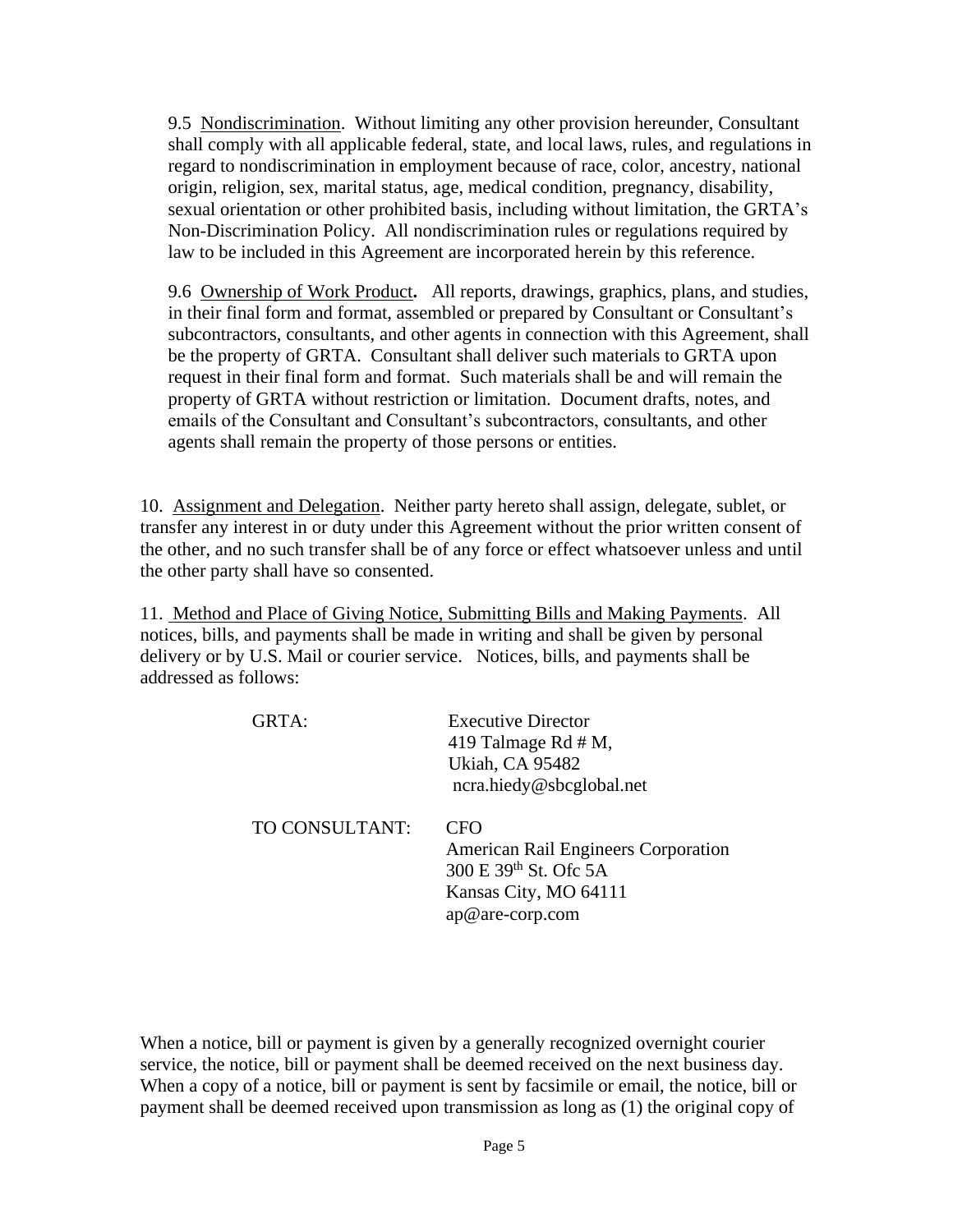9.5 Nondiscrimination. Without limiting any other provision hereunder, Consultant shall comply with all applicable federal, state, and local laws, rules, and regulations in regard to nondiscrimination in employment because of race, color, ancestry, national origin, religion, sex, marital status, age, medical condition, pregnancy, disability, sexual orientation or other prohibited basis, including without limitation, the GRTA's Non-Discrimination Policy. All nondiscrimination rules or regulations required by law to be included in this Agreement are incorporated herein by this reference.

9.6 Ownership of Work Product**.** All reports, drawings, graphics, plans, and studies, in their final form and format, assembled or prepared by Consultant or Consultant's subcontractors, consultants, and other agents in connection with this Agreement, shall be the property of GRTA. Consultant shall deliver such materials to GRTA upon request in their final form and format. Such materials shall be and will remain the property of GRTA without restriction or limitation. Document drafts, notes, and emails of the Consultant and Consultant's subcontractors, consultants, and other agents shall remain the property of those persons or entities.

10. Assignment and Delegation. Neither party hereto shall assign, delegate, sublet, or transfer any interest in or duty under this Agreement without the prior written consent of the other, and no such transfer shall be of any force or effect whatsoever unless and until the other party shall have so consented.

11. Method and Place of Giving Notice, Submitting Bills and Making Payments. All notices, bills, and payments shall be made in writing and shall be given by personal delivery or by U.S. Mail or courier service. Notices, bills, and payments shall be addressed as follows:

GRTA:
Executive Director
419 Talmage Rd # M,
Ukiah, CA 95482
ncra.hiedy@sbcglobal.net

TO CONSULTANT:
CFO
American Rail Engineers Corporation
300 E 39th St. Ofc 5A
Kansas City, MO 64111
ap@are-corp.com

When a notice, bill or payment is given by a generally recognized overnight courier service, the notice, bill or payment shall be deemed received on the next business day. When a copy of a notice, bill or payment is sent by facsimile or email, the notice, bill or payment shall be deemed received upon transmission as long as (1) the original copy of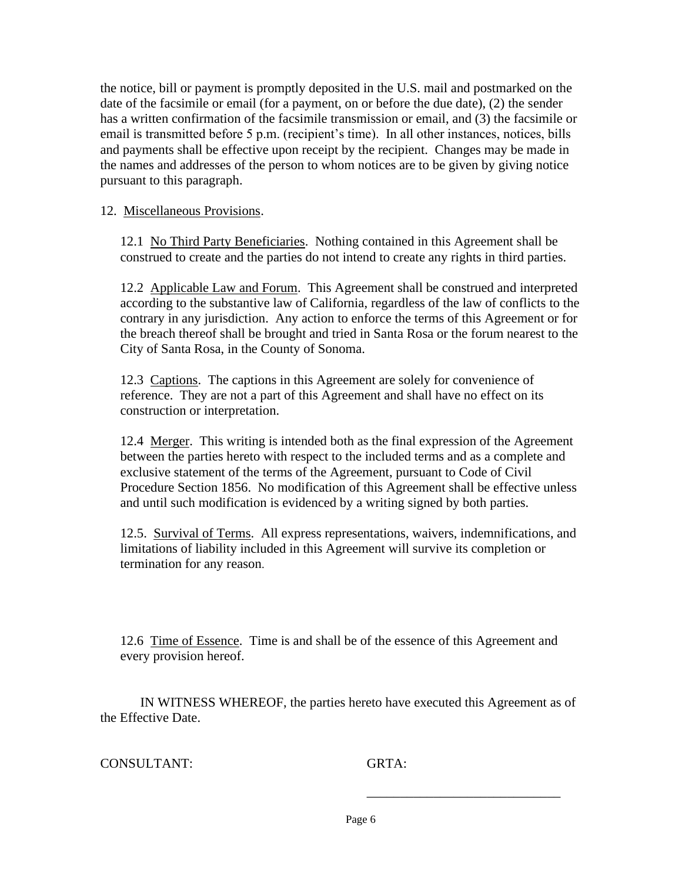the notice, bill or payment is promptly deposited in the U.S. mail and postmarked on the date of the facsimile or email (for a payment, on or before the due date), (2) the sender has a written confirmation of the facsimile transmission or email, and (3) the facsimile or email is transmitted before 5 p.m. (recipient's time). In all other instances, notices, bills and payments shall be effective upon receipt by the recipient. Changes may be made in the names and addresses of the person to whom notices are to be given by giving notice pursuant to this paragraph.

12. Miscellaneous Provisions.

12.1 No Third Party Beneficiaries. Nothing contained in this Agreement shall be construed to create and the parties do not intend to create any rights in third parties.

12.2 Applicable Law and Forum. This Agreement shall be construed and interpreted according to the substantive law of California, regardless of the law of conflicts to the contrary in any jurisdiction. Any action to enforce the terms of this Agreement or for the breach thereof shall be brought and tried in Santa Rosa or the forum nearest to the City of Santa Rosa, in the County of Sonoma.

12.3 Captions. The captions in this Agreement are solely for convenience of reference. They are not a part of this Agreement and shall have no effect on its construction or interpretation.

12.4 Merger. This writing is intended both as the final expression of the Agreement between the parties hereto with respect to the included terms and as a complete and exclusive statement of the terms of the Agreement, pursuant to Code of Civil Procedure Section 1856. No modification of this Agreement shall be effective unless and until such modification is evidenced by a writing signed by both parties.

12.5. Survival of Terms. All express representations, waivers, indemnifications, and limitations of liability included in this Agreement will survive its completion or termination for any reason.

12.6 Time of Essence. Time is and shall be of the essence of this Agreement and every provision hereof.

IN WITNESS WHEREOF, the parties hereto have executed this Agreement as of the Effective Date.

CONSULTANT:

GRTA:

______________________________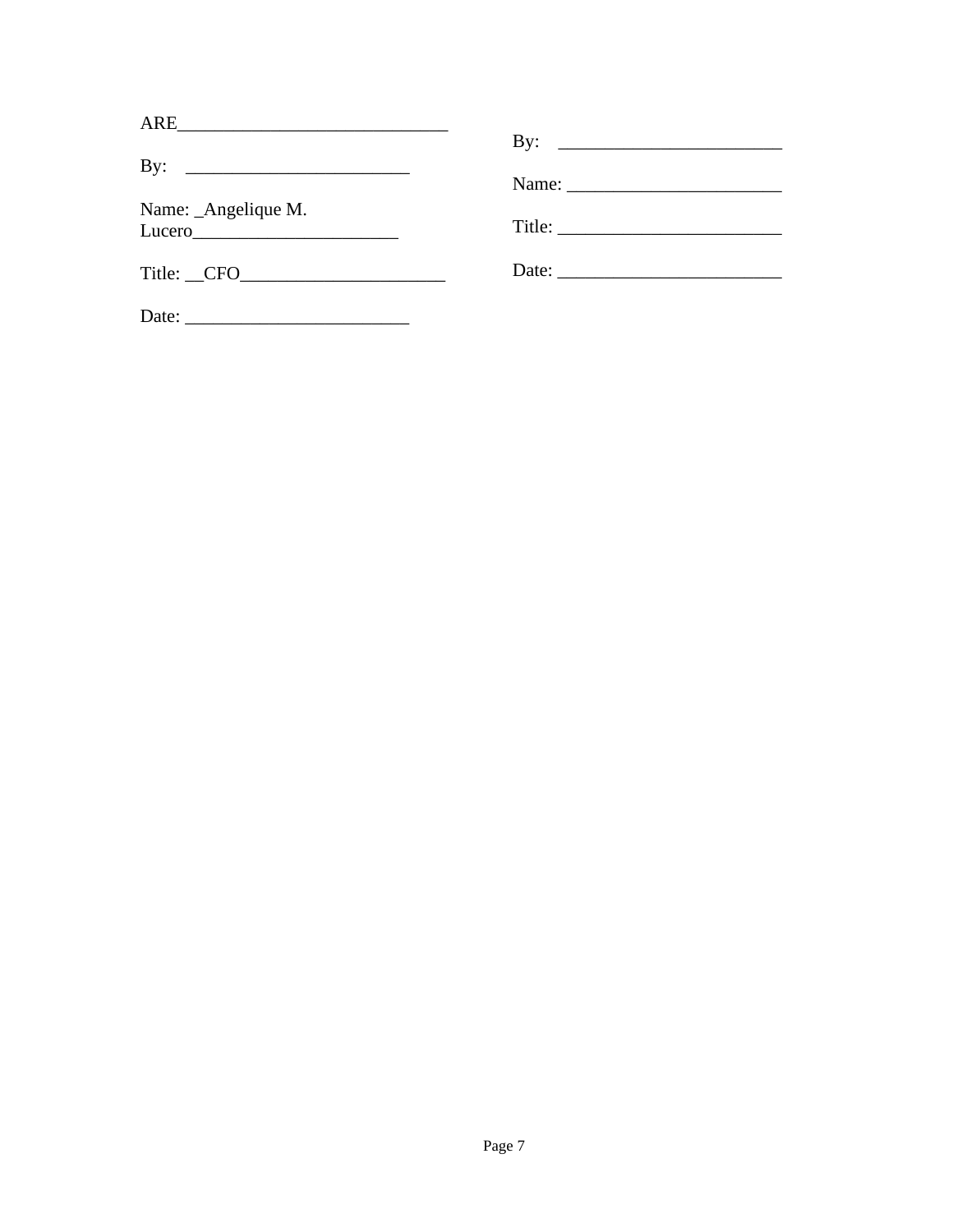ARE______________________________

By: _________________________

Name: _Angelique M. Lucero______________________

Title: __CFO______________________

Date: _________________________

By: _________________________

Name: ________________________

Title: _________________________

Date: _________________________